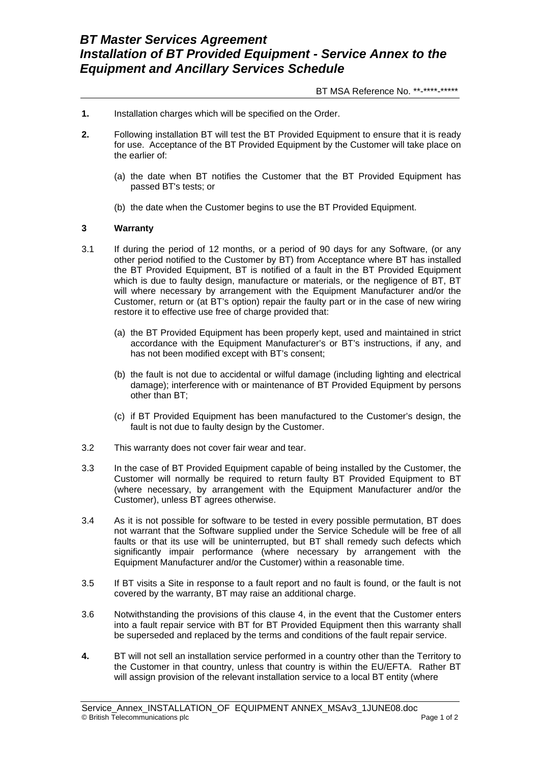# *BT Master Services Agreement*
# *Installation of BT Provided Equipment - Service Annex to the Equipment and Ancillary Services Schedule*

BT MSA Reference No. **-****-*****

**1.** Installation charges which will be specified on the Order.

**2.** Following installation BT will test the BT Provided Equipment to ensure that it is ready for use. Acceptance of the BT Provided Equipment by the Customer will take place on the earlier of:

(a) the date when BT notifies the Customer that the BT Provided Equipment has passed BT's tests; or

(b) the date when the Customer begins to use the BT Provided Equipment.

**3 Warranty**

3.1 If during the period of 12 months, or a period of 90 days for any Software, (or any other period notified to the Customer by BT) from Acceptance where BT has installed the BT Provided Equipment, BT is notified of a fault in the BT Provided Equipment which is due to faulty design, manufacture or materials, or the negligence of BT, BT will where necessary by arrangement with the Equipment Manufacturer and/or the Customer, return or (at BT's option) repair the faulty part or in the case of new wiring restore it to effective use free of charge provided that:

(a) the BT Provided Equipment has been properly kept, used and maintained in strict accordance with the Equipment Manufacturer's or BT's instructions, if any, and has not been modified except with BT's consent;

(b) the fault is not due to accidental or wilful damage (including lighting and electrical damage); interference with or maintenance of BT Provided Equipment by persons other than BT;

(c) if BT Provided Equipment has been manufactured to the Customer's design, the fault is not due to faulty design by the Customer.

3.2 This warranty does not cover fair wear and tear.

3.3 In the case of BT Provided Equipment capable of being installed by the Customer, the Customer will normally be required to return faulty BT Provided Equipment to BT (where necessary, by arrangement with the Equipment Manufacturer and/or the Customer), unless BT agrees otherwise.

3.4 As it is not possible for software to be tested in every possible permutation, BT does not warrant that the Software supplied under the Service Schedule will be free of all faults or that its use will be uninterrupted, but BT shall remedy such defects which significantly impair performance (where necessary by arrangement with the Equipment Manufacturer and/or the Customer) within a reasonable time.

3.5 If BT visits a Site in response to a fault report and no fault is found, or the fault is not covered by the warranty, BT may raise an additional charge.

3.6 Notwithstanding the provisions of this clause 4, in the event that the Customer enters into a fault repair service with BT for BT Provided Equipment then this warranty shall be superseded and replaced by the terms and conditions of the fault repair service.

**4.** BT will not sell an installation service performed in a country other than the Territory to the Customer in that country, unless that country is within the EU/EFTA. Rather BT will assign provision of the relevant installation service to a local BT entity (where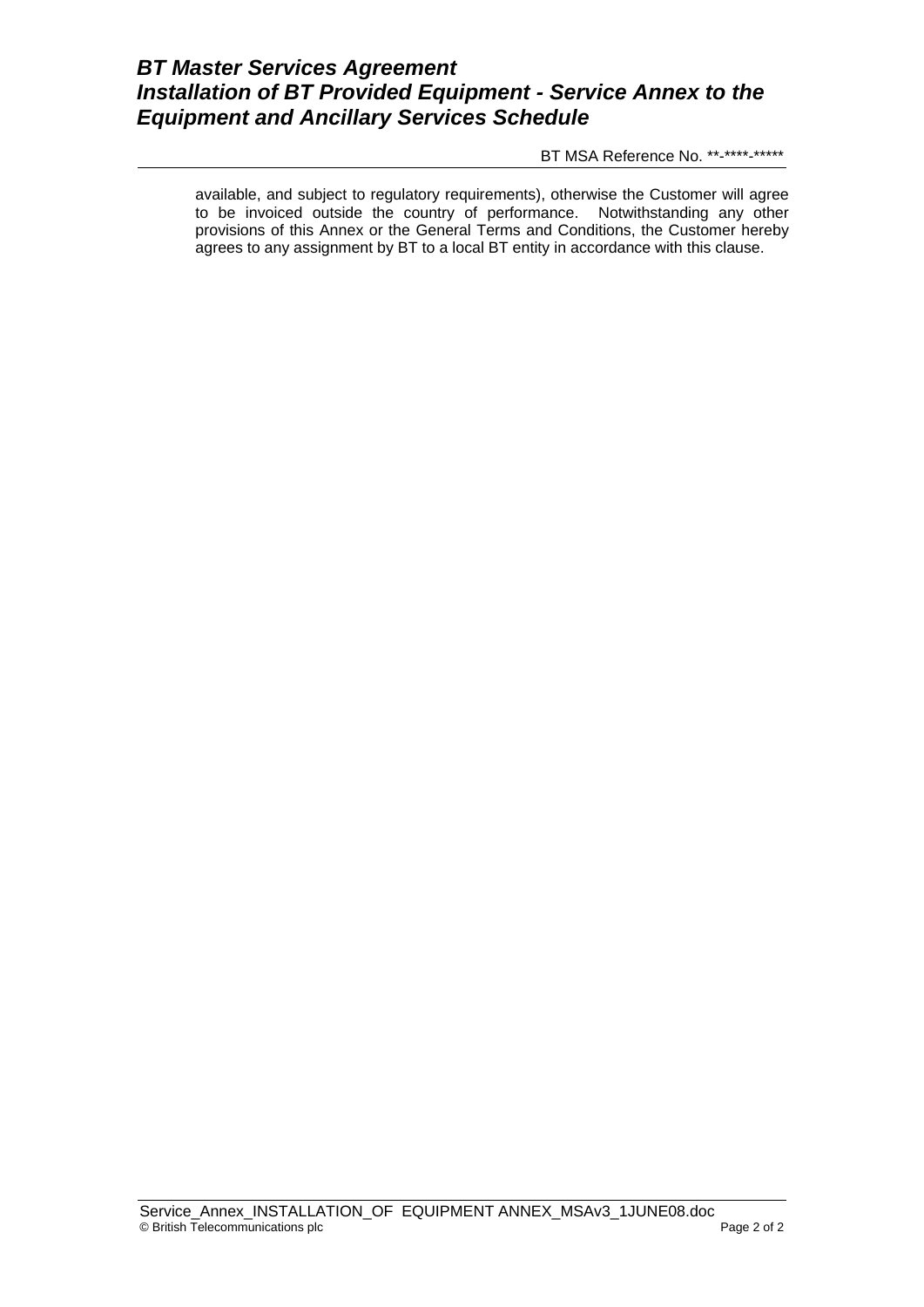available, and subject to regulatory requirements), otherwise the Customer will agree to be invoiced outside the country of performance. Notwithstanding any other provisions of this Annex or the General Terms and Conditions, the Customer hereby agrees to any assignment by BT to a local BT entity in accordance with this clause.